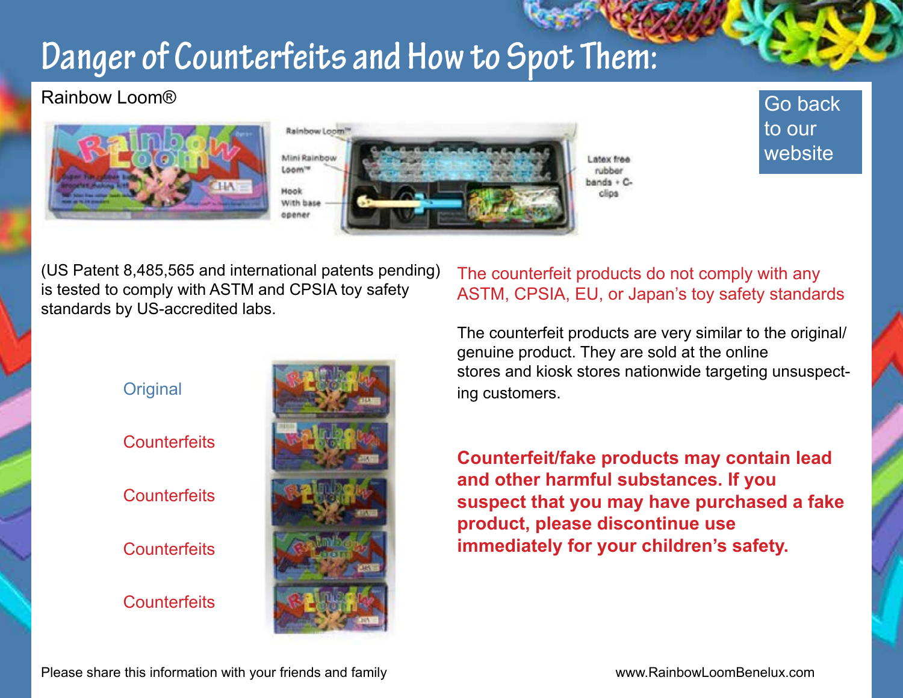# Danger of Counterfeits and How to Spot Them:

Rainbow Loom®

Go back to our website

Rainbow Loom™

Mini Rainbow Loom™

Hook With base opener

Latex free rubber bands + C-clips

(US Patent 8,485,565 and international patents pending) is tested to comply with ASTM and CPSIA toy safety standards by US-accredited labs.

Original

Counterfeits

Counterfeits

Counterfeits

Counterfeits

The counterfeit products do not comply with any ASTM, CPSIA, EU, or Japan's toy safety standards

The counterfeit products are very similar to the original/genuine product. They are sold at the online stores and kiosk stores nationwide targeting unsuspecting customers.

**Counterfeit/fake products may contain lead and other harmful substances. If you suspect that you may have purchased a fake product, please discontinue use immediately for your children's safety.**

Please share this information with your friends and family

www.RainbowLoomBenelux.com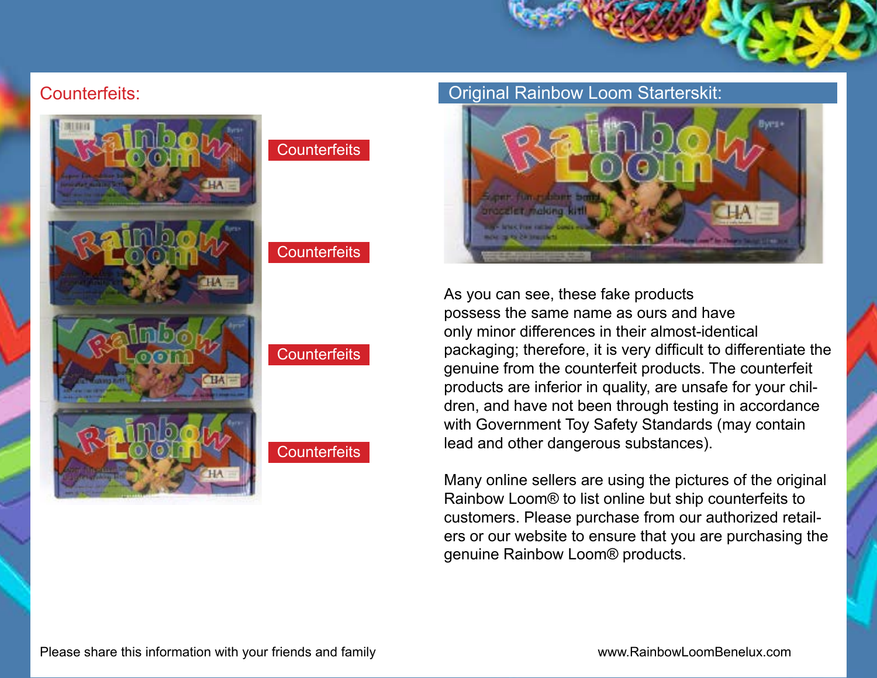## Counterfeits:

Counterfeits

Counterfeits

Counterfeits

Counterfeits

## Original Rainbow Loom Starterskit:

As you can see, these fake products possess the same name as ours and have only minor differences in their almost-identical packaging; therefore, it is very difficult to differentiate the genuine from the counterfeit products. The counterfeit products are inferior in quality, are unsafe for your children, and have not been through testing in accordance with Government Toy Safety Standards (may contain lead and other dangerous substances).

Many online sellers are using the pictures of the original Rainbow Loom® to list online but ship counterfeits to customers. Please purchase from our authorized retailers or our website to ensure that you are purchasing the genuine Rainbow Loom® products.

Please share this information with your friends and family

www.RainbowLoomBenelux.com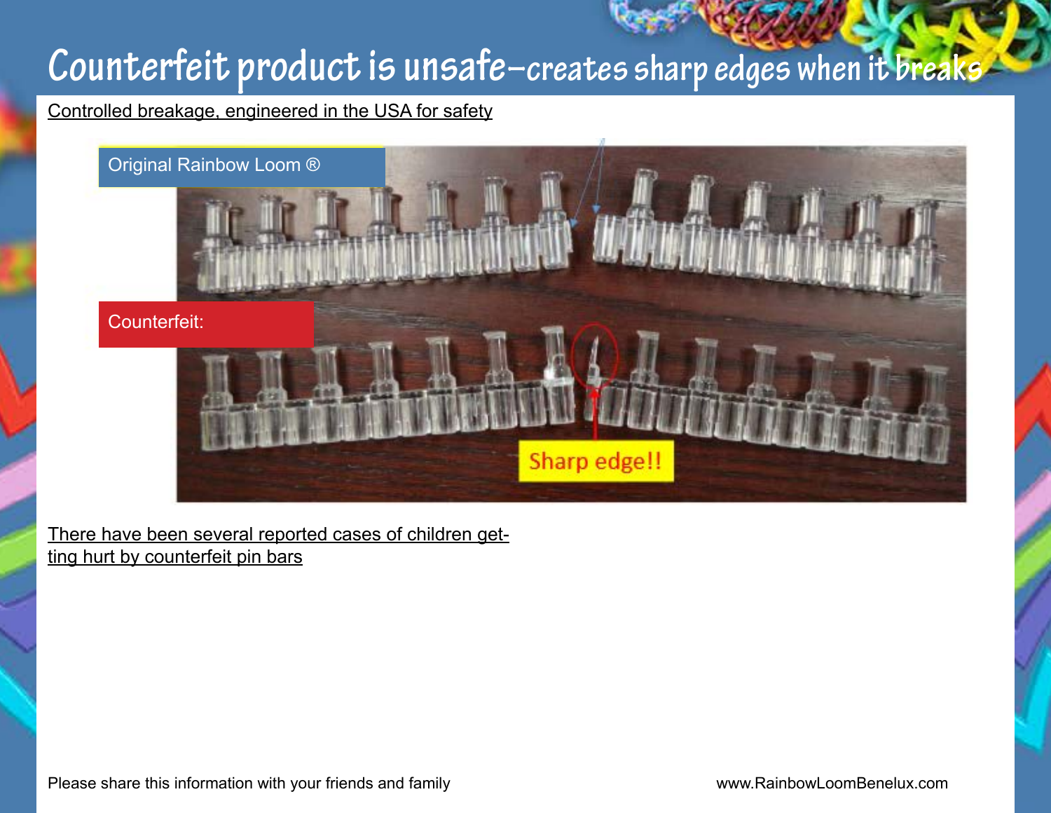# Counterfeit product is unsafe–creates sharp edges when it breaks

Controlled breakage, engineered in the USA for safety

Original Rainbow Loom ®

Counterfeit:

Sharp edge!!

There have been several reported cases of children getting hurt by counterfeit pin bars

Please share this information with your friends and family

www.RainbowLoomBenelux.com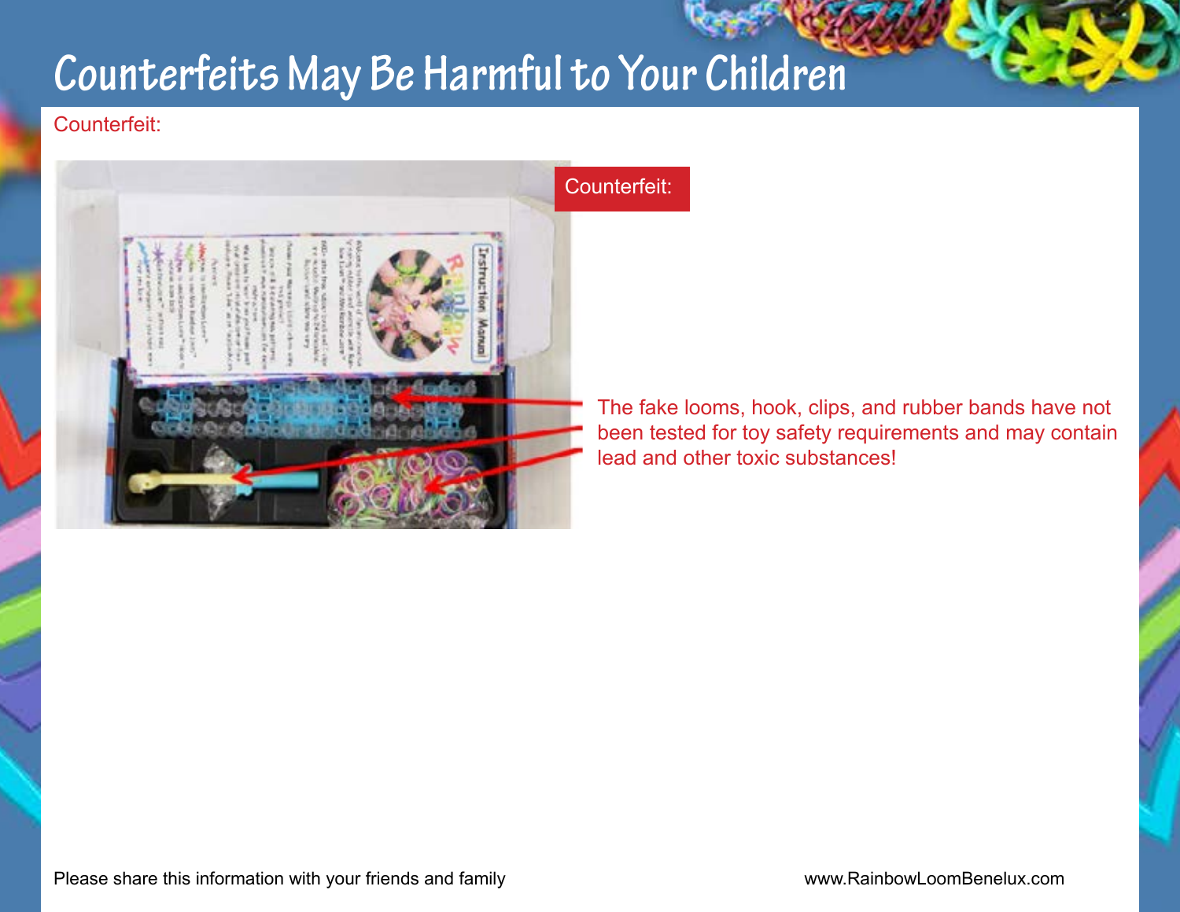# Counterfeits May Be Harmful to Your Children

Counterfeit:

Counterfeit:

The fake looms, hook, clips, and rubber bands have not been tested for toy safety requirements and may contain lead and other toxic substances!

Please share this information with your friends and family

www.RainbowLoomBenelux.com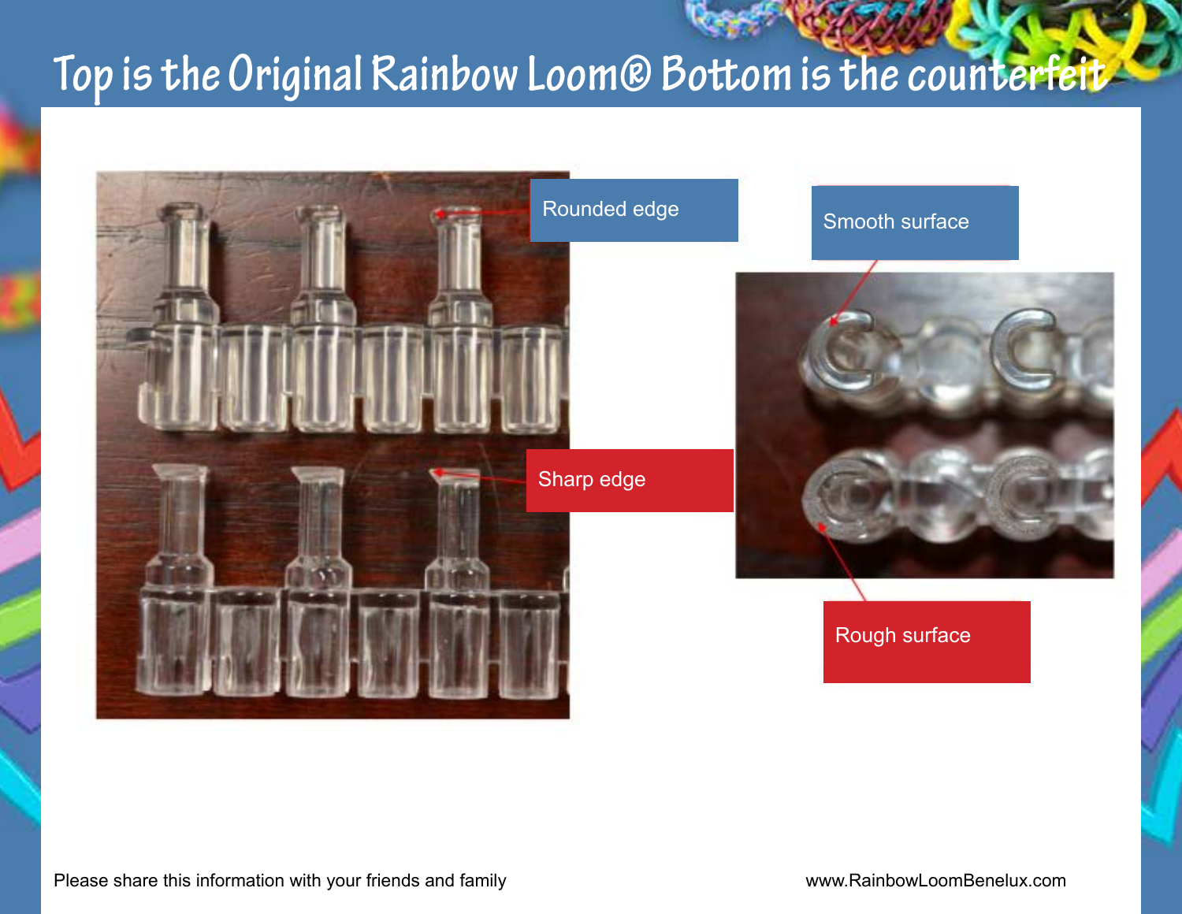# Top is the Original Rainbow Loom® Bottom is the counterfeit

Rounded edge

Smooth surface

Sharp edge

Rough surface

Please share this information with your friends and family

www.RainbowLoomBenelux.com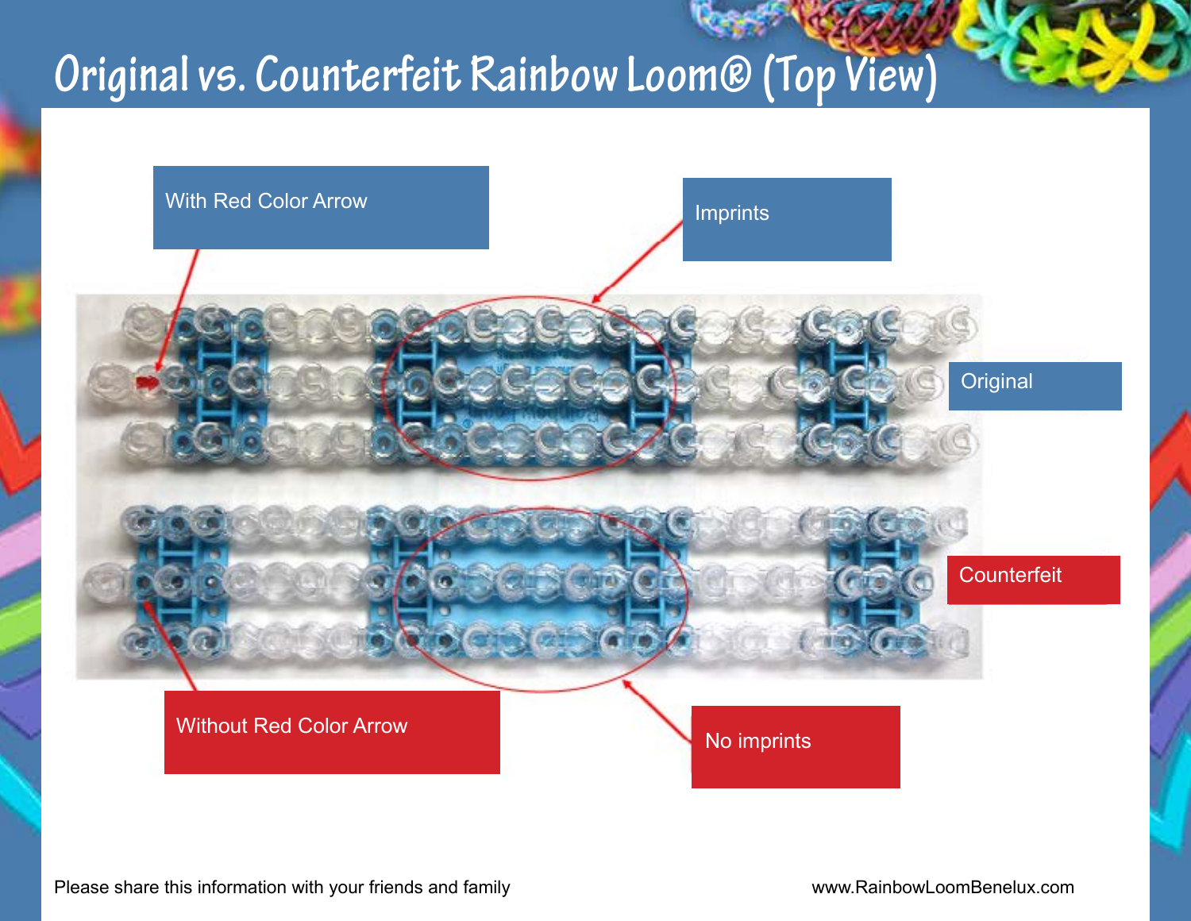# Original vs. Counterfeit Rainbow Loom® (Top View)

With Red Color Arrow

Imprints

Original

Counterfeit

Without Red Color Arrow

No imprints

Please share this information with your friends and family

www.RainbowLoomBenelux.com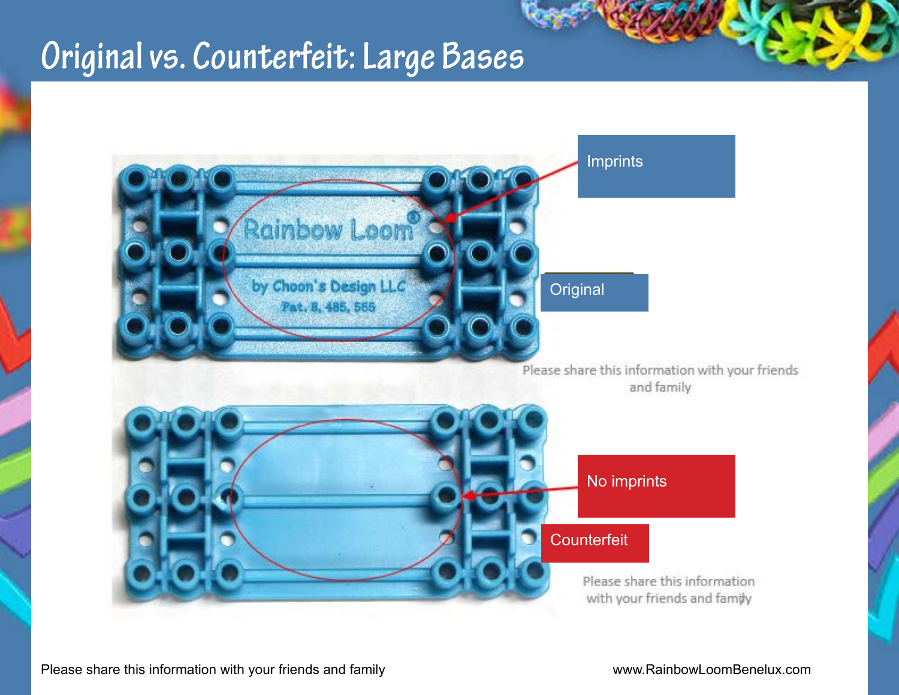# Original vs. Counterfeit: Large Bases

Imprints

Original

Please share this information with your friends and family

No imprints

Counterfeit

Please share this information with your friends and family

Please share this information with your friends and family

www.RainbowLoomBenelux.com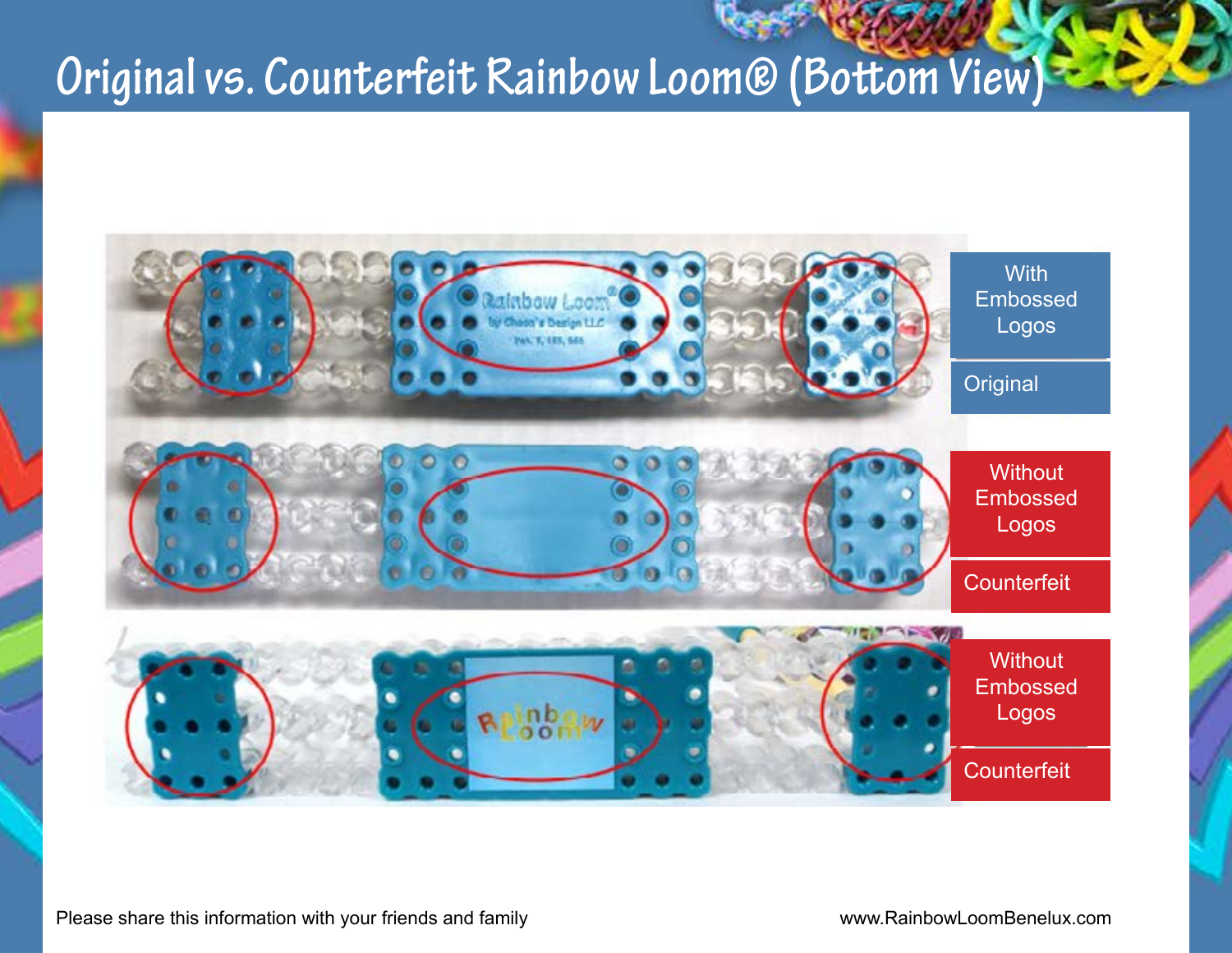# Original vs. Counterfeit Rainbow Loom® (Bottom View)

With Embossed Logos

Original

Without Embossed Logos

Counterfeit

Without Embossed Logos

Counterfeit

Please share this information with your friends and family

www.RainbowLoomBenelux.com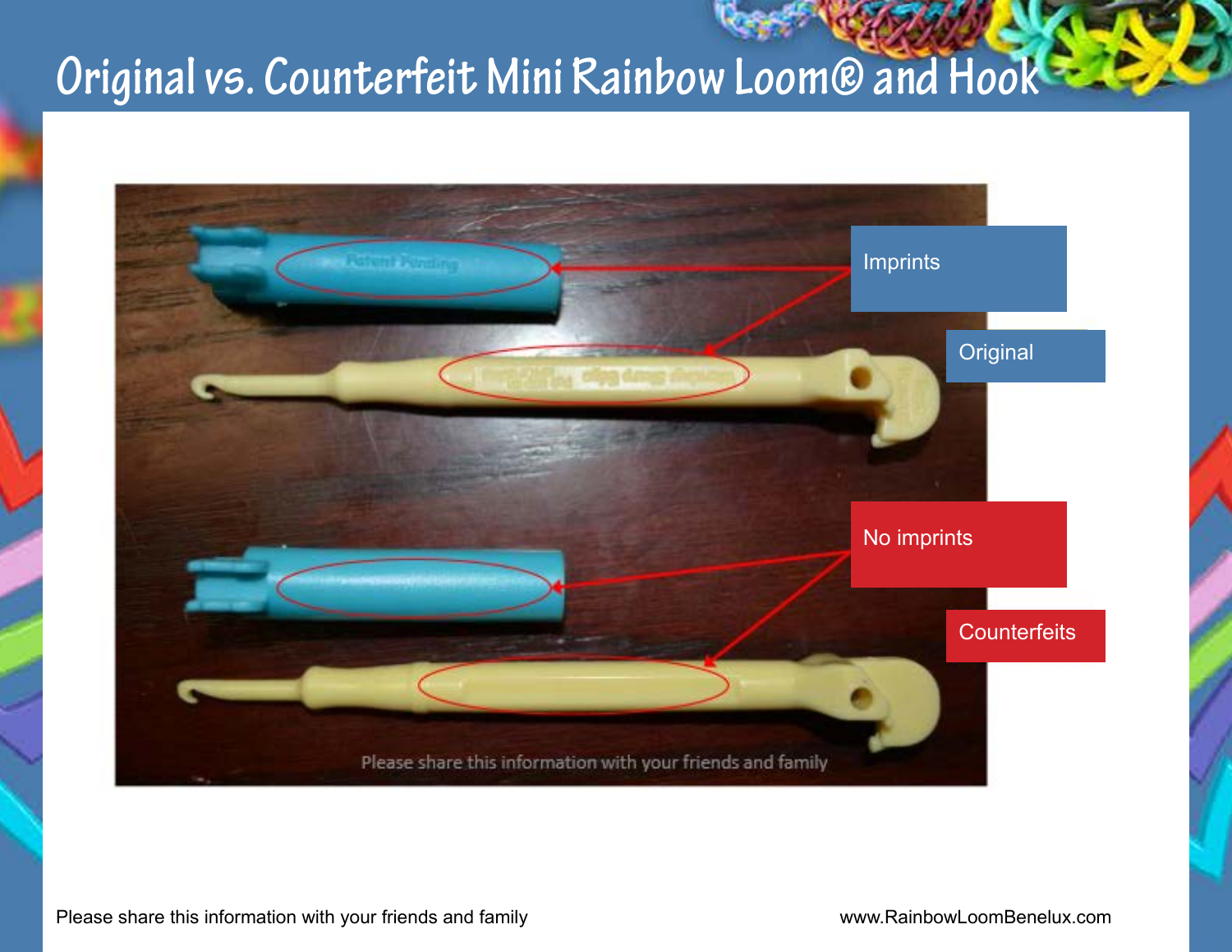# Original vs. Counterfeit Mini Rainbow Loom® and Hook

Imprints

Original

No imprints

Counterfeits

Please share this information with your friends and family

Please share this information with your friends and family

www.RainbowLoomBenelux.com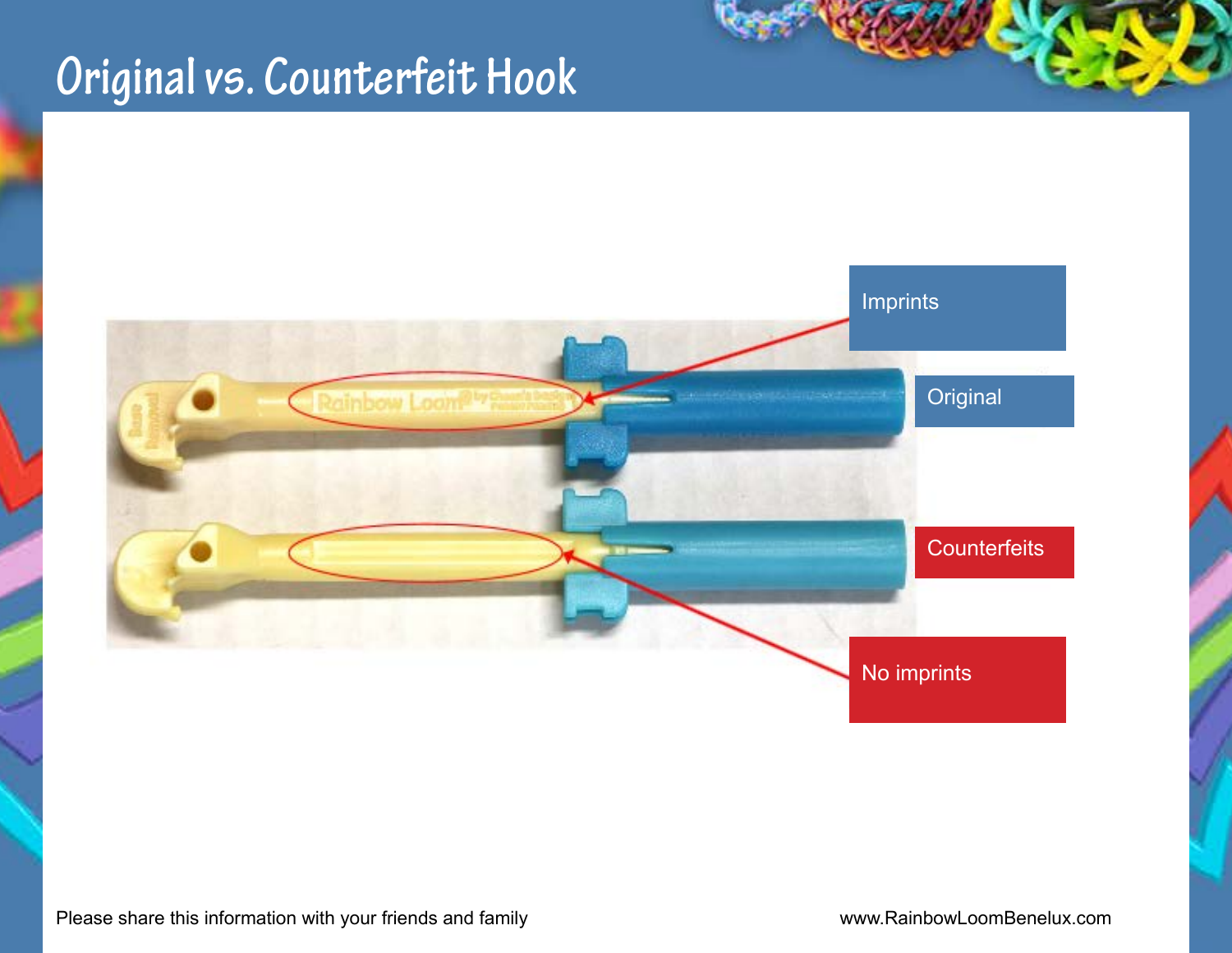# Original vs. Counterfeit Hook

Imprints

Original

Counterfeits

No imprints

Please share this information with your friends and family

www.RainbowLoomBenelux.com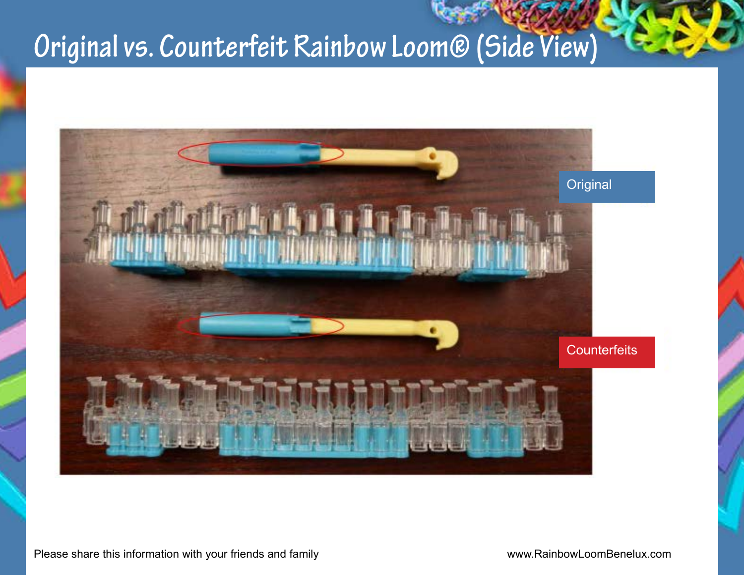# Original vs. Counterfeit Rainbow Loom® (Side View)

Original

Counterfeits

Please share this information with your friends and family

www.RainbowLoomBenelux.com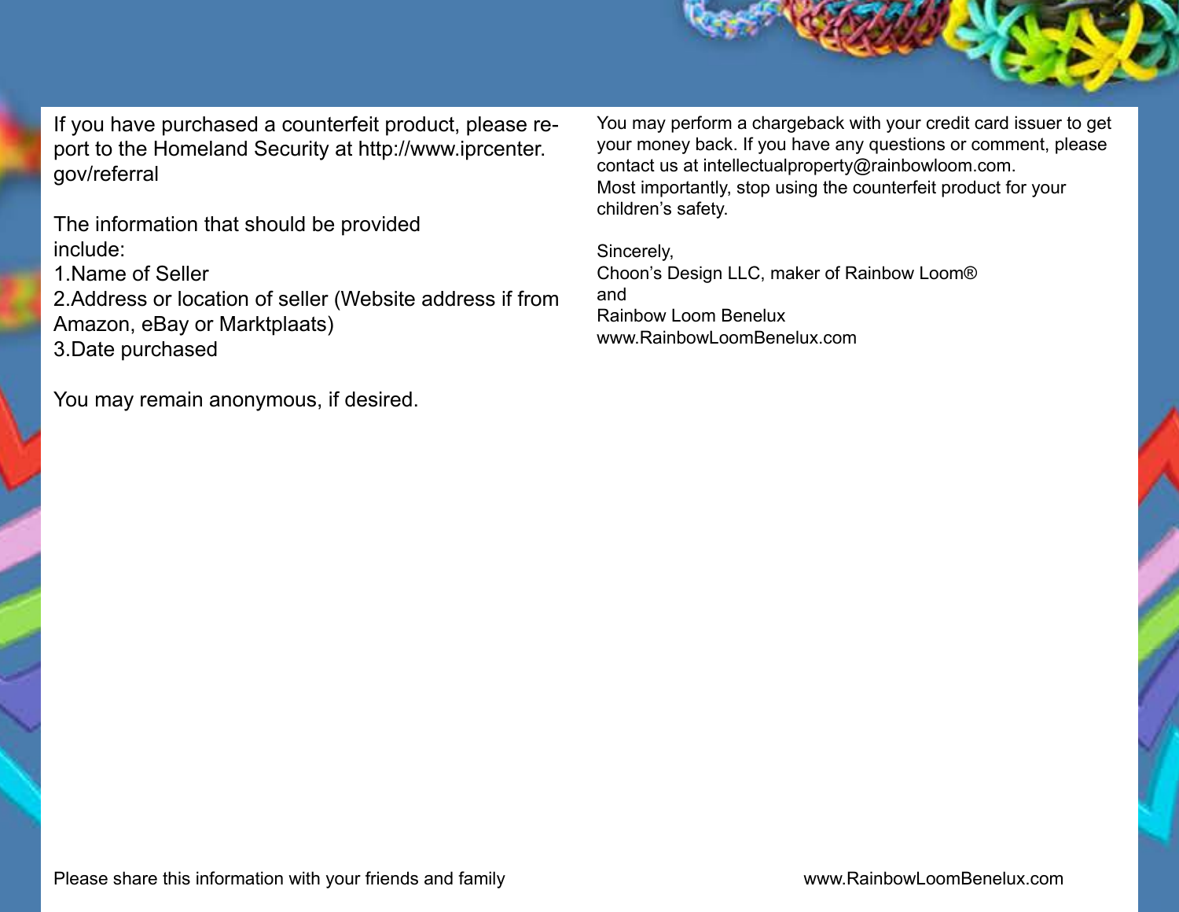If you have purchased a counterfeit product, please report to the Homeland Security at http://www.iprcenter.gov/referral

The information that should be provided include:

1. Name of Seller
2. Address or location of seller (Website address if from Amazon, eBay or Marktplaats)
3. Date purchased

You may remain anonymous, if desired.

You may perform a chargeback with your credit card issuer to get your money back. If you have any questions or comment, please contact us at intellectualproperty@rainbowloom.com.
Most importantly, stop using the counterfeit product for your children's safety.

Sincerely,
Choon's Design LLC, maker of Rainbow Loom®
and
Rainbow Loom Benelux
www.RainbowLoomBenelux.com

Please share this information with your friends and family

www.RainbowLoomBenelux.com